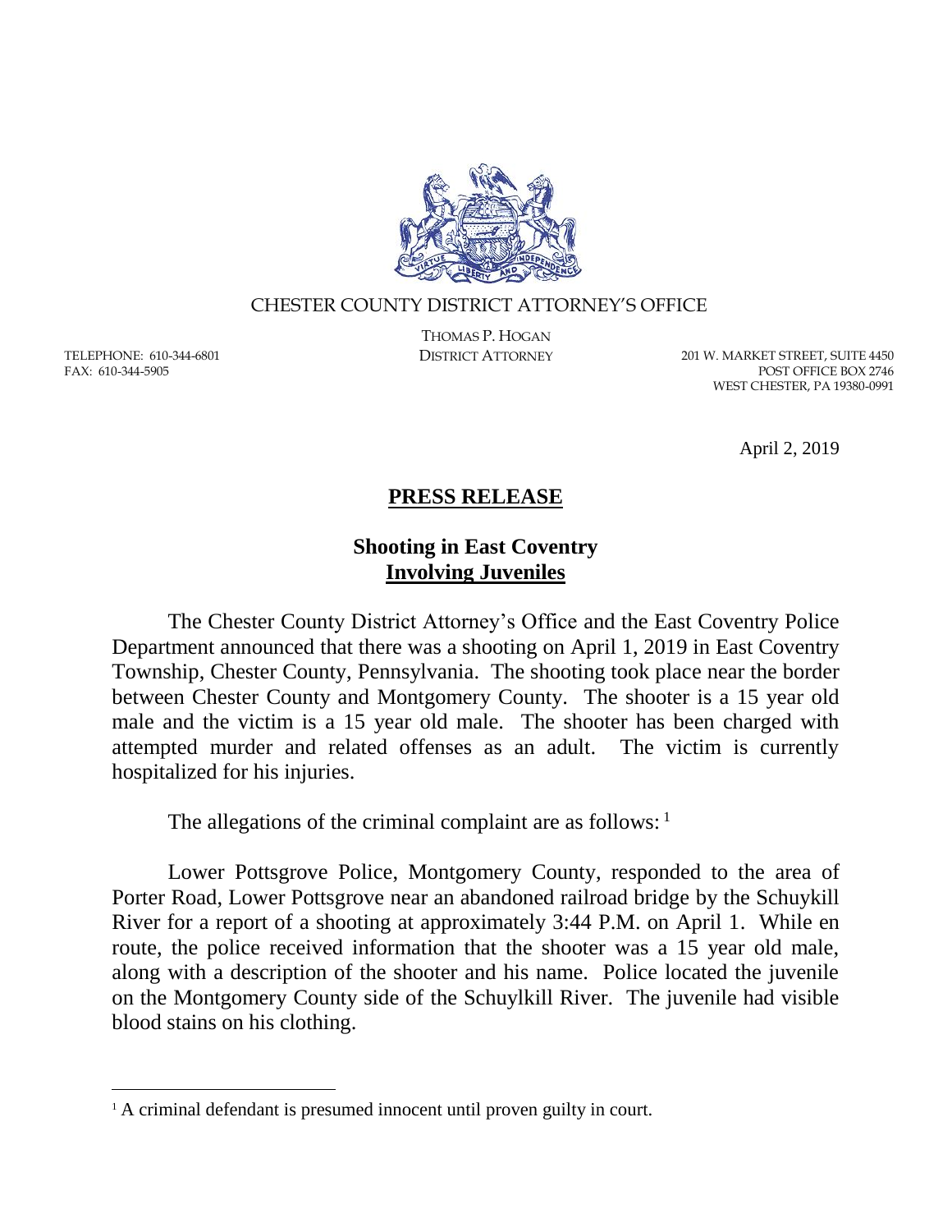CHESTER COUNTY DISTRICT ATTORNEY'S OFFICE

THOMAS P. HOGAN
DISTRICT ATTORNEY

TELEPHONE: 610-344-6801
FAX: 610-344-5905

201 W. MARKET STREET, SUITE 4450
POST OFFICE BOX 2746
WEST CHESTER, PA 19380-0991

April 2, 2019

# PRESS RELEASE

## Shooting in East Coventry Involving Juveniles

The Chester County District Attorney's Office and the East Coventry Police Department announced that there was a shooting on April 1, 2019 in East Coventry Township, Chester County, Pennsylvania. The shooting took place near the border between Chester County and Montgomery County. The shooter is a 15 year old male and the victim is a 15 year old male. The shooter has been charged with attempted murder and related offenses as an adult. The victim is currently hospitalized for his injuries.

The allegations of the criminal complaint are as follows: [1]

Lower Pottsgrove Police, Montgomery County, responded to the area of Porter Road, Lower Pottsgrove near an abandoned railroad bridge by the Schuykill River for a report of a shooting at approximately 3:44 P.M. on April 1. While en route, the police received information that the shooter was a 15 year old male, along with a description of the shooter and his name. Police located the juvenile on the Montgomery County side of the Schuylkill River. The juvenile had visible blood stains on his clothing.

[1] A criminal defendant is presumed innocent until proven guilty in court.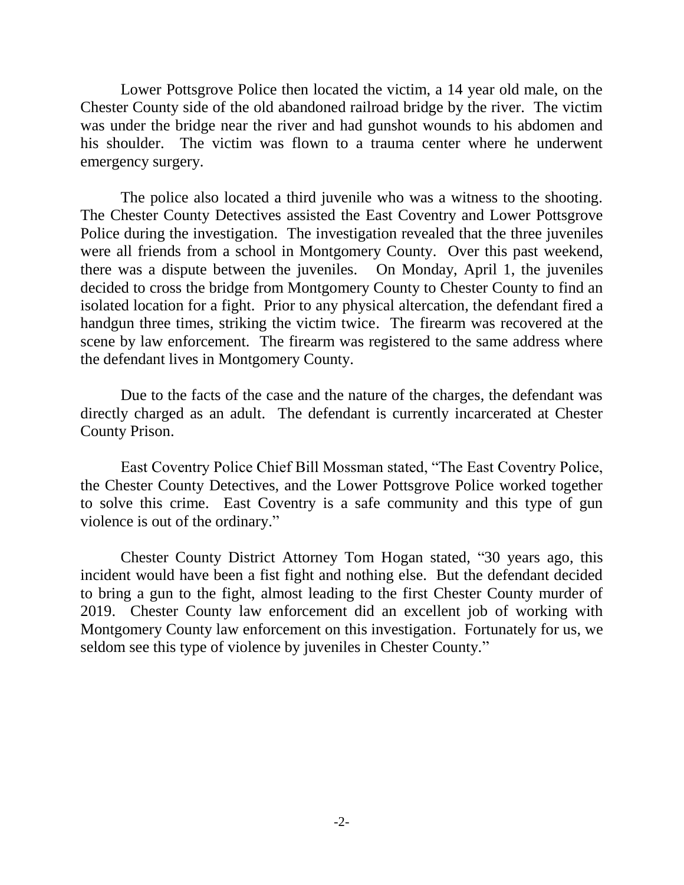Lower Pottsgrove Police then located the victim, a 14 year old male, on the Chester County side of the old abandoned railroad bridge by the river. The victim was under the bridge near the river and had gunshot wounds to his abdomen and his shoulder. The victim was flown to a trauma center where he underwent emergency surgery.

The police also located a third juvenile who was a witness to the shooting. The Chester County Detectives assisted the East Coventry and Lower Pottsgrove Police during the investigation. The investigation revealed that the three juveniles were all friends from a school in Montgomery County. Over this past weekend, there was a dispute between the juveniles. On Monday, April 1, the juveniles decided to cross the bridge from Montgomery County to Chester County to find an isolated location for a fight. Prior to any physical altercation, the defendant fired a handgun three times, striking the victim twice. The firearm was recovered at the scene by law enforcement. The firearm was registered to the same address where the defendant lives in Montgomery County.

Due to the facts of the case and the nature of the charges, the defendant was directly charged as an adult. The defendant is currently incarcerated at Chester County Prison.

East Coventry Police Chief Bill Mossman stated, "The East Coventry Police, the Chester County Detectives, and the Lower Pottsgrove Police worked together to solve this crime. East Coventry is a safe community and this type of gun violence is out of the ordinary."

Chester County District Attorney Tom Hogan stated, "30 years ago, this incident would have been a fist fight and nothing else. But the defendant decided to bring a gun to the fight, almost leading to the first Chester County murder of 2019. Chester County law enforcement did an excellent job of working with Montgomery County law enforcement on this investigation. Fortunately for us, we seldom see this type of violence by juveniles in Chester County."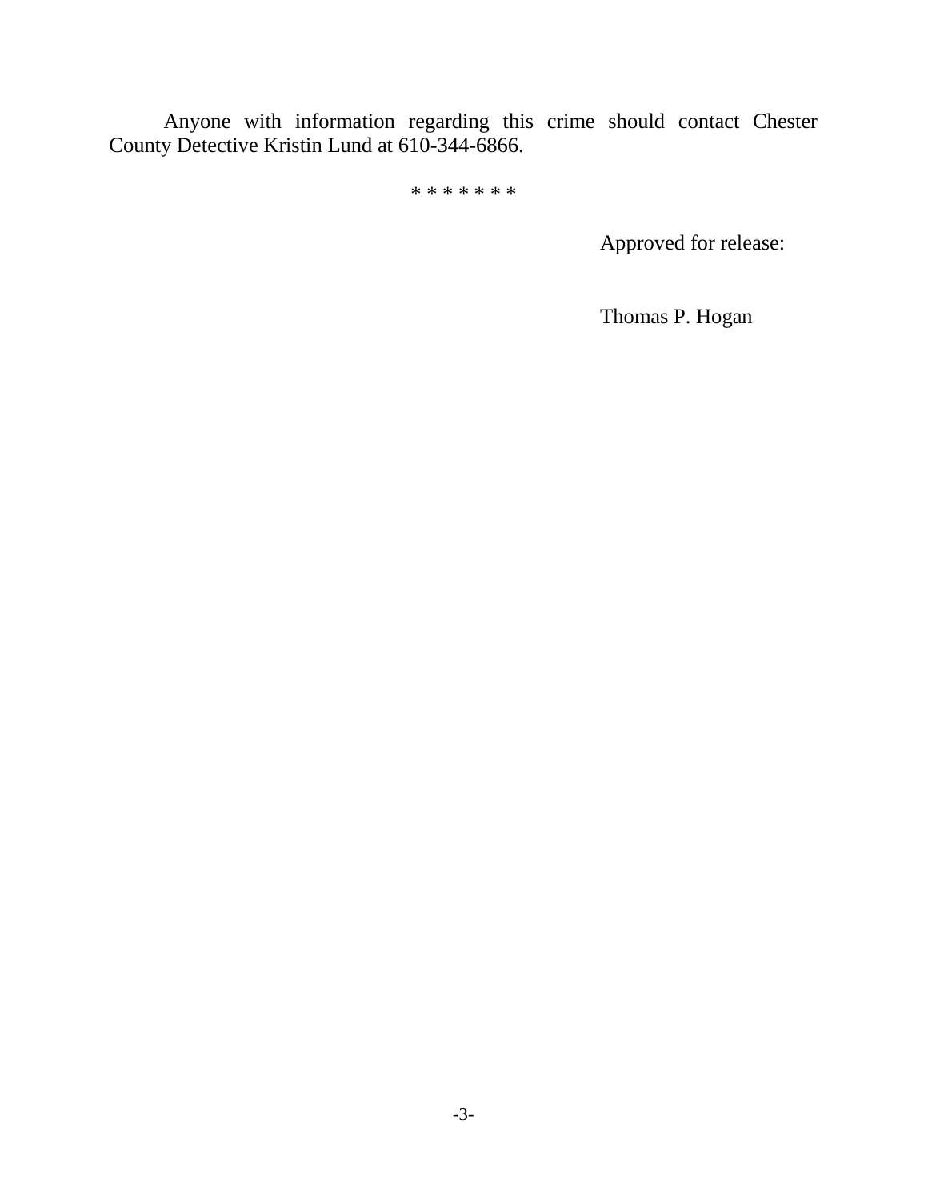Anyone with information regarding this crime should contact Chester County Detective Kristin Lund at 610-344-6866.

* * * * * * *

Approved for release:

Thomas P. Hogan